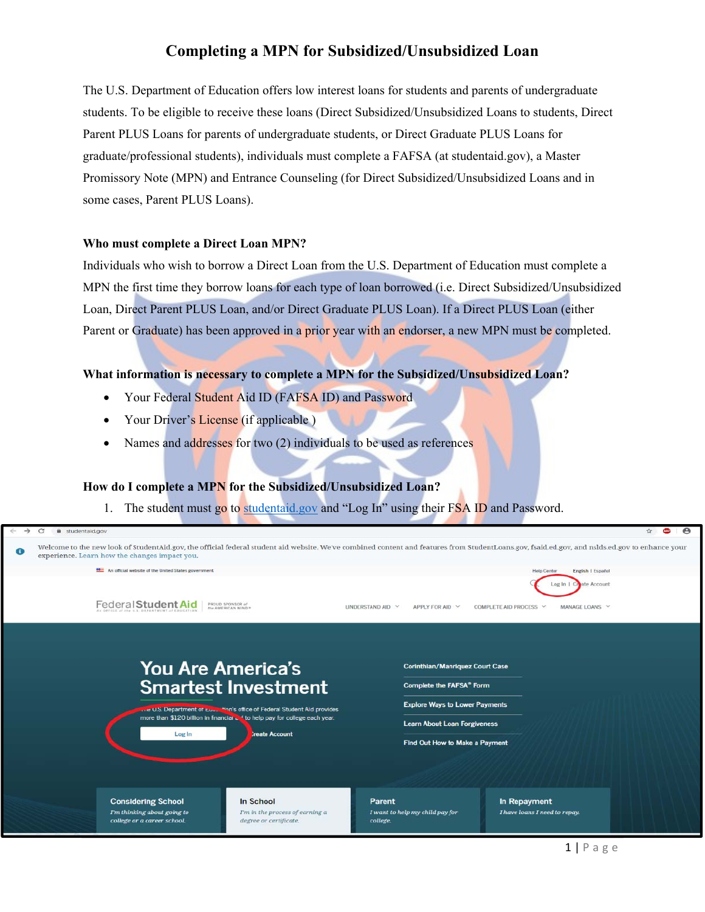# Completing a MPN for Subsidized/Unsubsidized Loan

The U.S. Department of Education offers low interest loans for students and parents of undergraduate students. To be eligible to receive these loans (Direct Subsidized/Unsubsidized Loans to students, Direct Parent PLUS Loans for parents of undergraduate students, or Direct Graduate PLUS Loans for graduate/professional students), individuals must complete a FAFSA (at studentaid.gov), a Master Promissory Note (MPN) and Entrance Counseling (for Direct Subsidized/Unsubsidized Loans and in some cases, Parent PLUS Loans).

**Who must complete a Direct Loan MPN?**

Individuals who wish to borrow a Direct Loan from the U.S. Department of Education must complete a MPN the first time they borrow loans for each type of loan borrowed (i.e. Direct Subsidized/Unsubsidized Loan, Direct Parent PLUS Loan, and/or Direct Graduate PLUS Loan). If a Direct PLUS Loan (either Parent or Graduate) has been approved in a prior year with an endorser, a new MPN must be completed.

**What information is necessary to complete a MPN for the Subsidized/Unsubsidized Loan?**

- Your Federal Student Aid ID (FAFSA ID) and Password
- Your Driver's License (if applicable )
- Names and addresses for two (2) individuals to be used as references

**How do I complete a MPN for the Subsidized/Unsubsidized Loan?**

1. The student must go to [studentaid.gov](https://studentaid.gov) and "Log In" using their FSA ID and Password.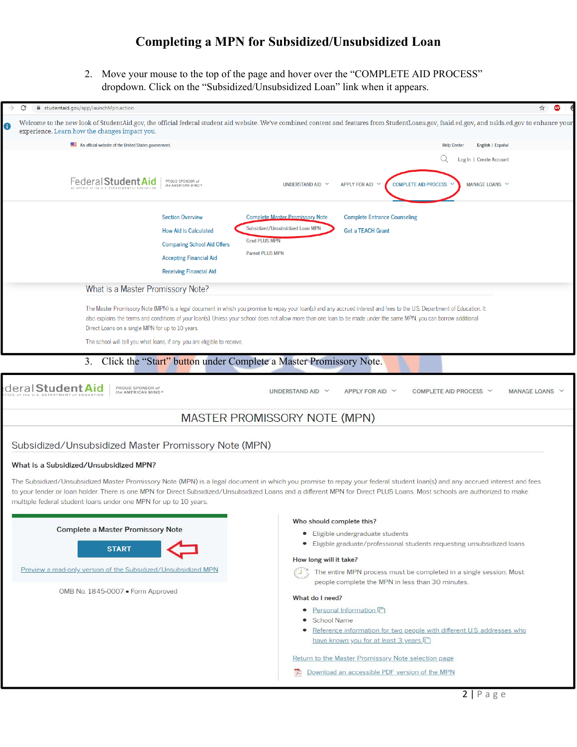# Completing a MPN for Subsidized/Unsubsidized Loan

2. Move your mouse to the top of the page and hover over the "COMPLETE AID PROCESS" dropdown. Click on the "Subsidized/Unsubsidized Loan" link when it appears.

studentaid.gov/app/launchMpn.action

Welcome to the new look of StudentAid.gov, the official federal student aid website. We've combined content and features from StudentLoans.gov, fsaid.ed.gov, and nslds.ed.gov to enhance your experience. Learn how the changes impact you.

An official website of the United States government

Help Center English | Español

Log In | Create Account

Federal Student Aid — PROUD SPONSOR of the AMERICAN MIND®

UNDERSTAND AID | APPLY FOR AID | COMPLETE AID PROCESS | MANAGE LOANS

- Section Overview
- How Aid Is Calculated
- Comparing School Aid Offers
- Accepting Financial Aid
- Receiving Financial Aid

- Complete Master Promissory Note
  - Subsidized/Unsubsidized Loan MPN
  - Grad PLUS MPN
  - Parent PLUS MPN

- Complete Entrance Counseling
- Get a TEACH Grant

What is a Master Promissory Note?

The Master Promissory Note (MPN) is a legal document in which you promise to repay your loan(s) and any accrued interest and fees to the U.S. Department of Education. It also explains the terms and conditions of your loan(s). Unless your school does not allow more than one loan to be made under the same MPN, you can borrow additional Direct Loans on a single MPN for up to 10 years.

The school will tell you what loans, if any, you are eligible to receive.

3. Click the "Start" button under Complete a Master Promissory Note.

Federal Student Aid — PROUD SPONSOR of the AMERICAN MIND®

UNDERSTAND AID | APPLY FOR AID | COMPLETE AID PROCESS | MANAGE LOANS

MASTER PROMISSORY NOTE (MPN)

Subsidized/Unsubsidized Master Promissory Note (MPN)

**What is a Subsidized/Unsubsidized MPN?**

The Subsidized/Unsubsidized Master Promissory Note (MPN) is a legal document in which you promise to repay your federal student loan(s) and any accrued interest and fees to your lender or loan holder. There is one MPN for Direct Subsidized/Unsubsidized Loans and a different MPN for Direct PLUS Loans. Most schools are authorized to make multiple federal student loans under one MPN for up to 10 years.

Complete a Master Promissory Note

START

Preview a read-only version of the Subsidized/Unsubsidized MPN

OMB No. 1845-0007 • Form Approved

**Who should complete this?**

- Eligible undergraduate students
- Eligible graduate/professional students requesting unsubsidized loans

**How long will it take?**

The entire MPN process must be completed in a single session. Most people complete the MPN in less than 30 minutes.

**What do I need?**

- Personal Information
- School Name
- Reference information for two people with different U.S. addresses who have known you for at least 3 years

Return to the Master Promissory Note selection page

Download an accessible PDF version of the MPN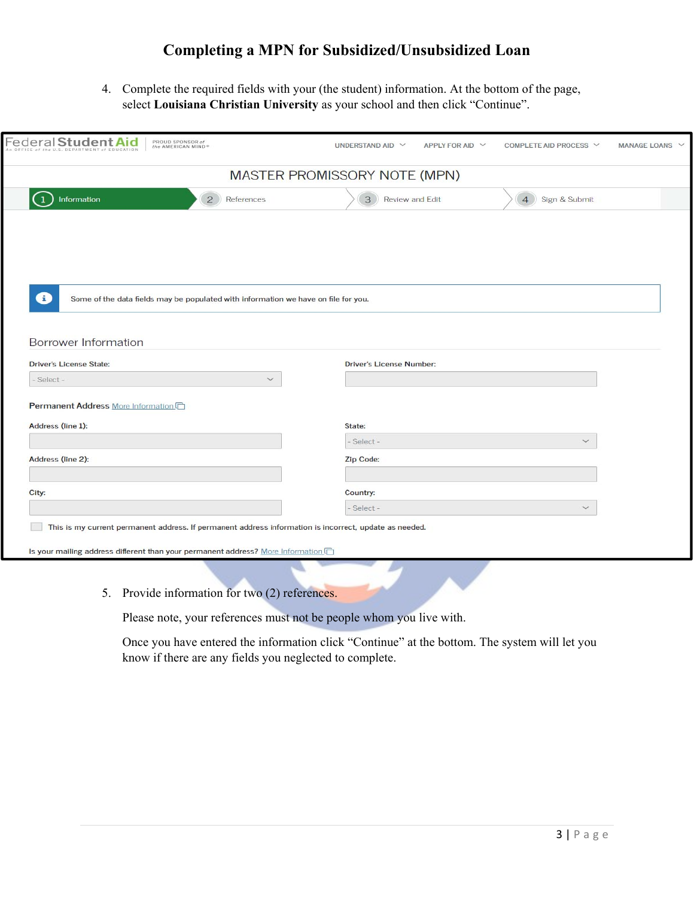# Completing a MPN for Subsidized/Unsubsidized Loan

4. Complete the required fields with your (the student) information. At the bottom of the page, select **Louisiana Christian University** as your school and then click "Continue".

Federal Student Aid | An OFFICE of the U.S. DEPARTMENT of EDUCATION | PROUD SPONSOR of the AMERICAN MIND®

UNDERSTAND AID | APPLY FOR AID | COMPLETE AID PROCESS | MANAGE LOANS

MASTER PROMISSORY NOTE (MPN)

1 Information | 2 References | 3 Review and Edit | 4 Sign & Submit

Some of the data fields may be populated with information we have on file for you.

Borrower Information

Driver's License State: - Select -

Driver's License Number:

Permanent Address More Information

Address (line 1):

State: - Select -

Address (line 2):

Zip Code:

City:

Country: - Select -

This is my current permanent address. If permanent address information is incorrect, update as needed.

Is your mailing address different than your permanent address? More Information

5. Provide information for two (2) references.

   Please note, your references must not be people whom you live with.

   Once you have entered the information click "Continue" at the bottom. The system will let you know if there are any fields you neglected to complete.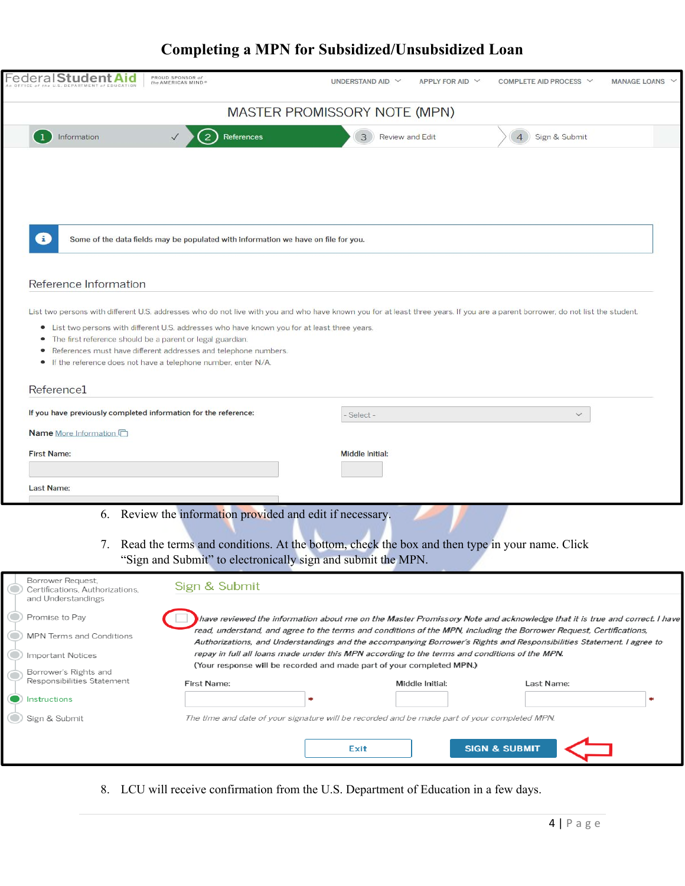# Completing a MPN for Subsidized/Unsubsidized Loan

FederalStudentAid | PROUD SPONSOR of the AMERICAN MIND®

UNDERSTAND AID | APPLY FOR AID | COMPLETE AID PROCESS | MANAGE LOANS

MASTER PROMISSORY NOTE (MPN)

1 Information ✓ | 2 References | 3 Review and Edit | 4 Sign & Submit

Some of the data fields may be populated with information we have on file for you.

Reference Information

List two persons with different U.S. addresses who do not live with you and who have known you for at least three years. If you are a parent borrower, do not list the student.

- List two persons with different U.S. addresses who have known you for at least three years.
- The first reference should be a parent or legal guardian.
- References must have different addresses and telephone numbers.
- If the reference does not have a telephone number, enter N/A.

Reference1

If you have previously completed information for the reference: - Select -

Name More Information

First Name:

Middle Initial:

Last Name:

6. Review the information provided and edit if necessary.

7. Read the terms and conditions. At the bottom, check the box and then type in your name. Click "Sign and Submit" to electronically sign and submit the MPN.

Borrower Request, Certifications, Authorizations, and Understandings

Promise to Pay

MPN Terms and Conditions

Important Notices

Borrower's Rights and Responsibilities Statement

Instructions

Sign & Submit

Sign & Submit

*I have reviewed the information about me on the Master Promissory Note and acknowledge that it is true and correct. I have read, understand, and agree to the terms and conditions of the MPN, including the Borrower Request, Certifications, Authorizations, and Understandings and the accompanying Borrower's Rights and Responsibilities Statement. I agree to repay in full all loans made under this MPN according to the terms and conditions of the MPN.*

(Your response will be recorded and made part of your completed MPN.)

First Name: * | Middle Initial: | Last Name: *

*The time and date of your signature will be recorded and be made part of your completed MPN.*

Exit | SIGN & SUBMIT

8. LCU will receive confirmation from the U.S. Department of Education in a few days.